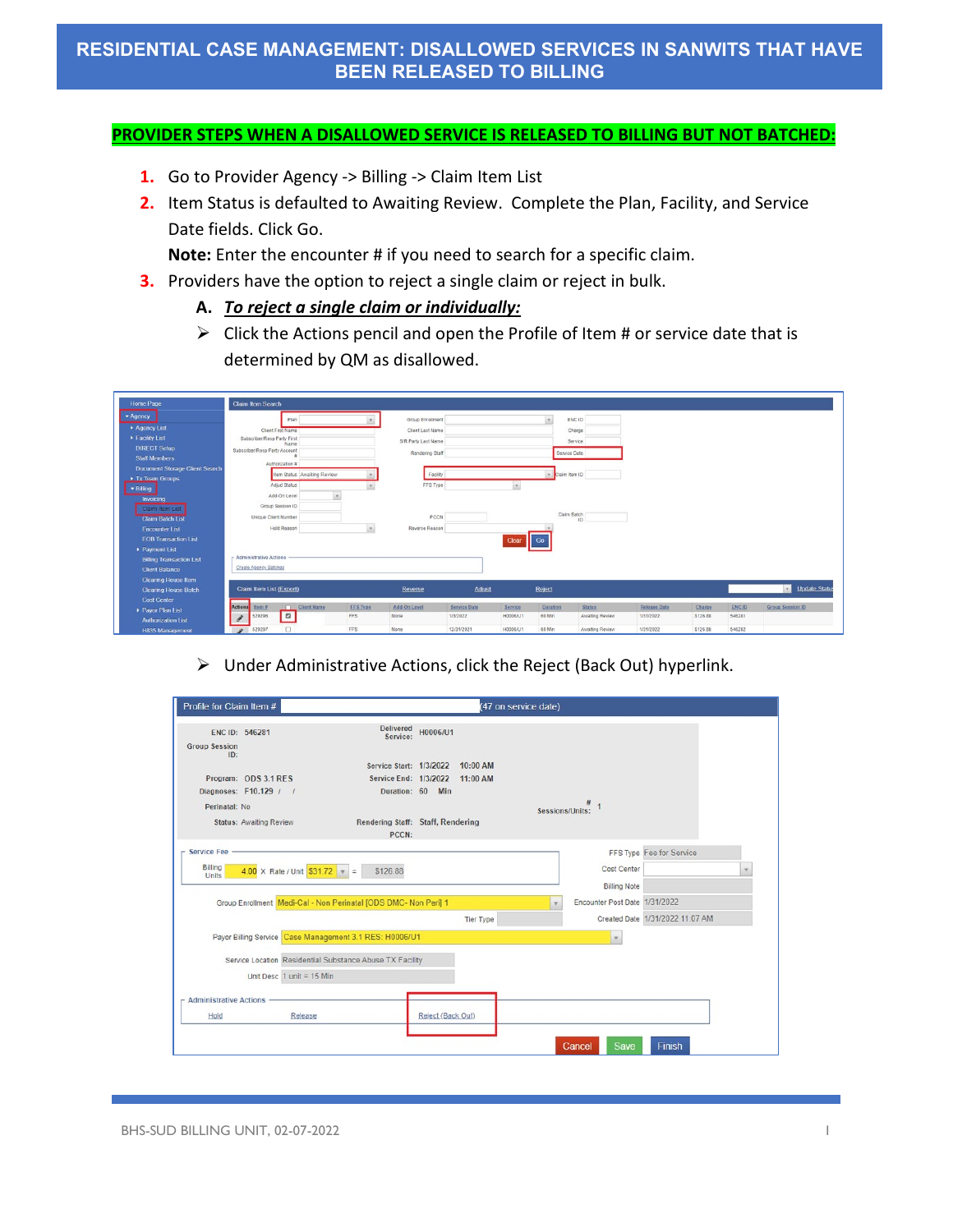# RESIDENTIAL CASE MANAGEMENT: DISALLOWED SERVICES IN SANWITS THAT HAVE BEEN RELEASED TO BILLING

## PROVIDER STEPS WHEN A DISALLOWED SERVICE IS RELEASED TO BILLING BUT NOT BATCHED:

1. Go to Provider Agency -> Billing -> Claim Item List
2. Item Status is defaulted to Awaiting Review. Complete the Plan, Facility, and Service Date fields. Click Go.
   **Note:** Enter the encounter # if you need to search for a specific claim.
3. Providers have the option to reject a single claim or reject in bulk.
   **A. *To reject a single claim or individually:***
   - Click the Actions pencil and open the Profile of Item # or service date that is determined by QM as disallowed.
   - Under Administrative Actions, click the Reject (Back Out) hyperlink.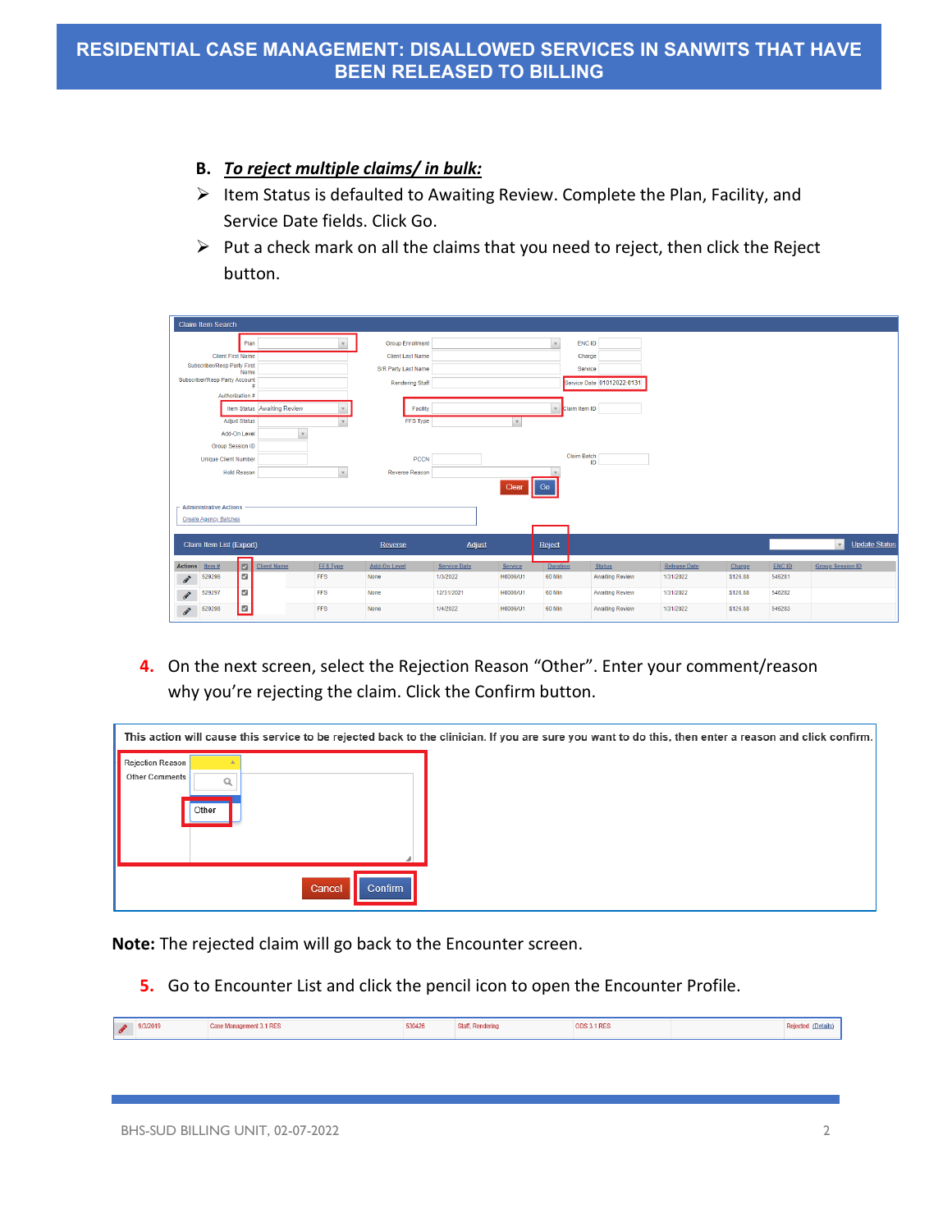# RESIDENTIAL CASE MANAGEMENT: DISALLOWED SERVICES IN SANWITS THAT HAVE BEEN RELEASED TO BILLING

**B. *To reject multiple claims/ in bulk:***

- Item Status is defaulted to Awaiting Review. Complete the Plan, Facility, and Service Date fields. Click Go.
- Put a check mark on all the claims that you need to reject, then click the Reject button.

4. On the next screen, select the Rejection Reason "Other". Enter your comment/reason why you're rejecting the claim. Click the Confirm button.

**Note:** The rejected claim will go back to the Encounter screen.

5. Go to Encounter List and click the pencil icon to open the Encounter Profile.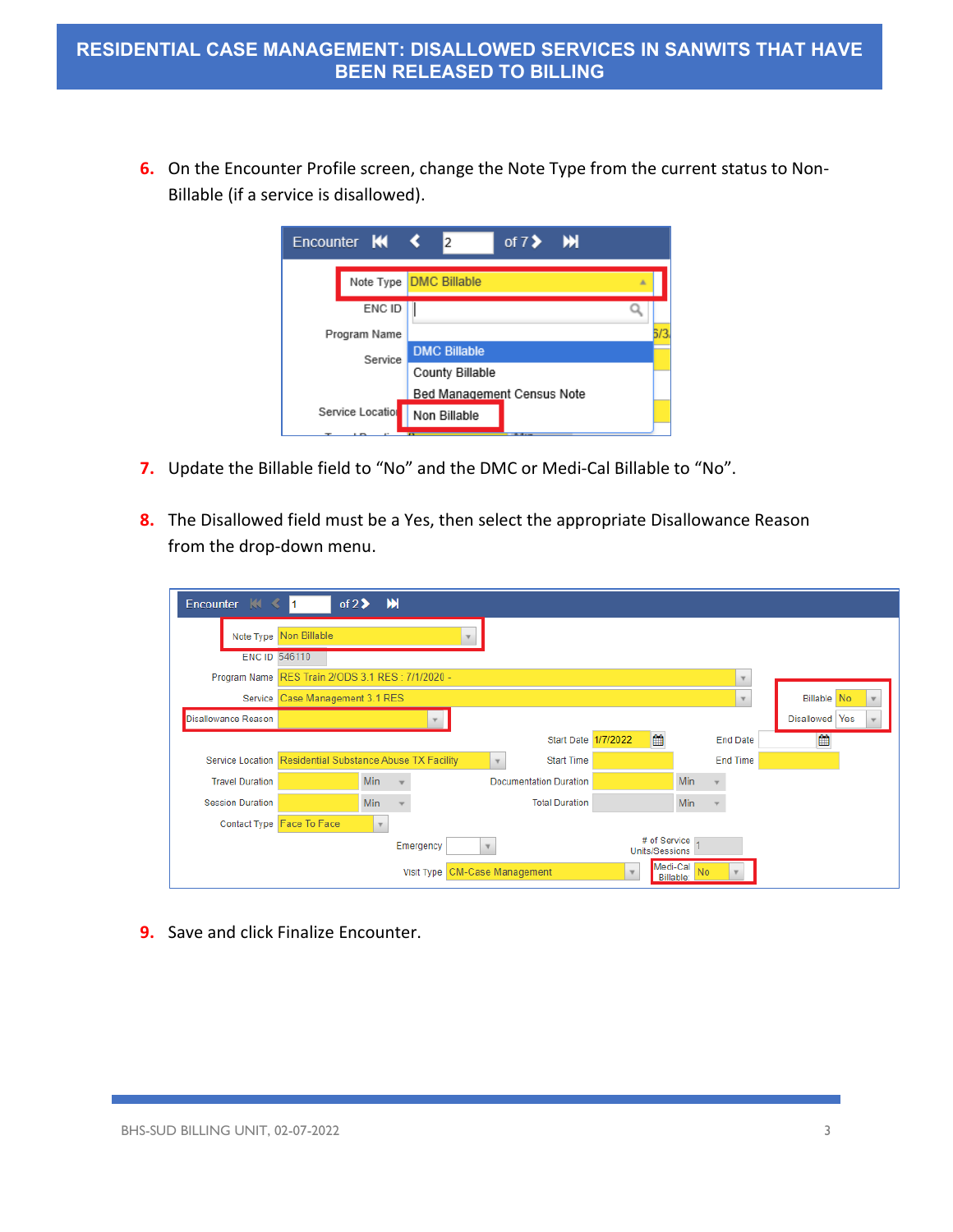6. On the Encounter Profile screen, change the Note Type from the current status to Non-Billable (if a service is disallowed).

7. Update the Billable field to “No” and the DMC or Medi-Cal Billable to “No”.

8. The Disallowed field must be a Yes, then select the appropriate Disallowance Reason from the drop-down menu.

9. Save and click Finalize Encounter.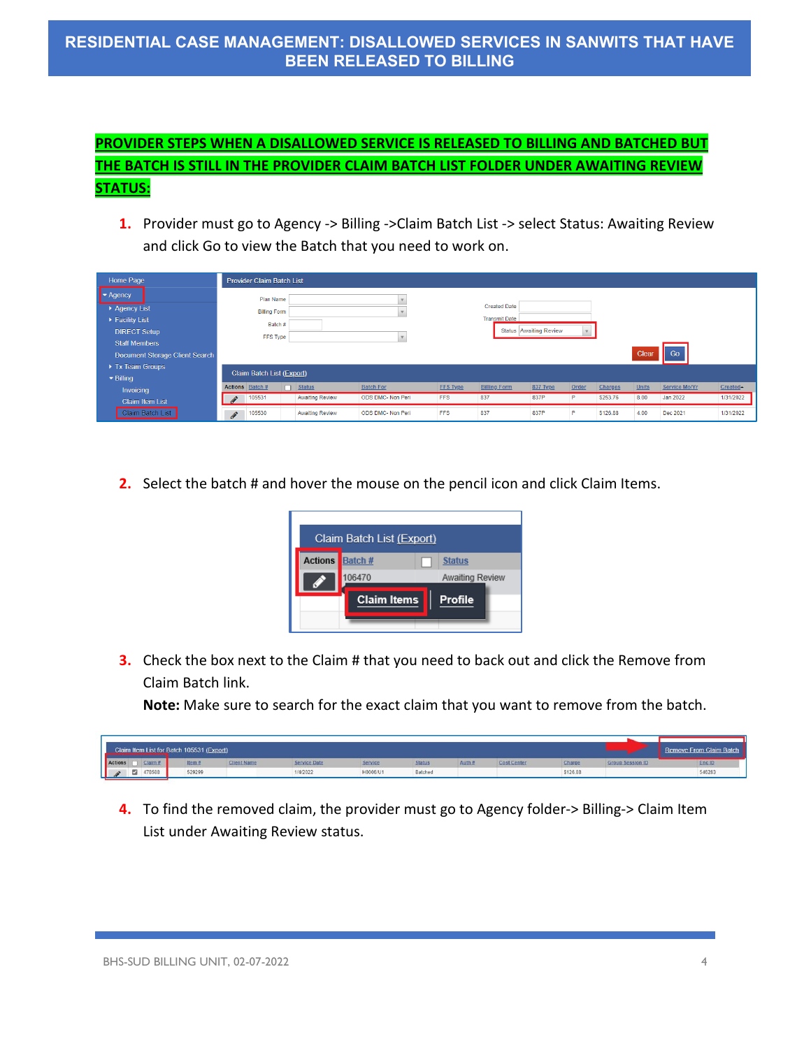# RESIDENTIAL CASE MANAGEMENT: DISALLOWED SERVICES IN SANWITS THAT HAVE BEEN RELEASED TO BILLING

**PROVIDER STEPS WHEN A DISALLOWED SERVICE IS RELEASED TO BILLING AND BATCHED BUT THE BATCH IS STILL IN THE PROVIDER CLAIM BATCH LIST FOLDER UNDER AWAITING REVIEW STATUS:**

1. Provider must go to Agency -> Billing ->Claim Batch List -> select Status: Awaiting Review and click Go to view the Batch that you need to work on.

2. Select the batch # and hover the mouse on the pencil icon and click Claim Items.

3. Check the box next to the Claim # that you need to back out and click the Remove from Claim Batch link.
   **Note:** Make sure to search for the exact claim that you want to remove from the batch.

4. To find the removed claim, the provider must go to Agency folder-> Billing-> Claim Item List under Awaiting Review status.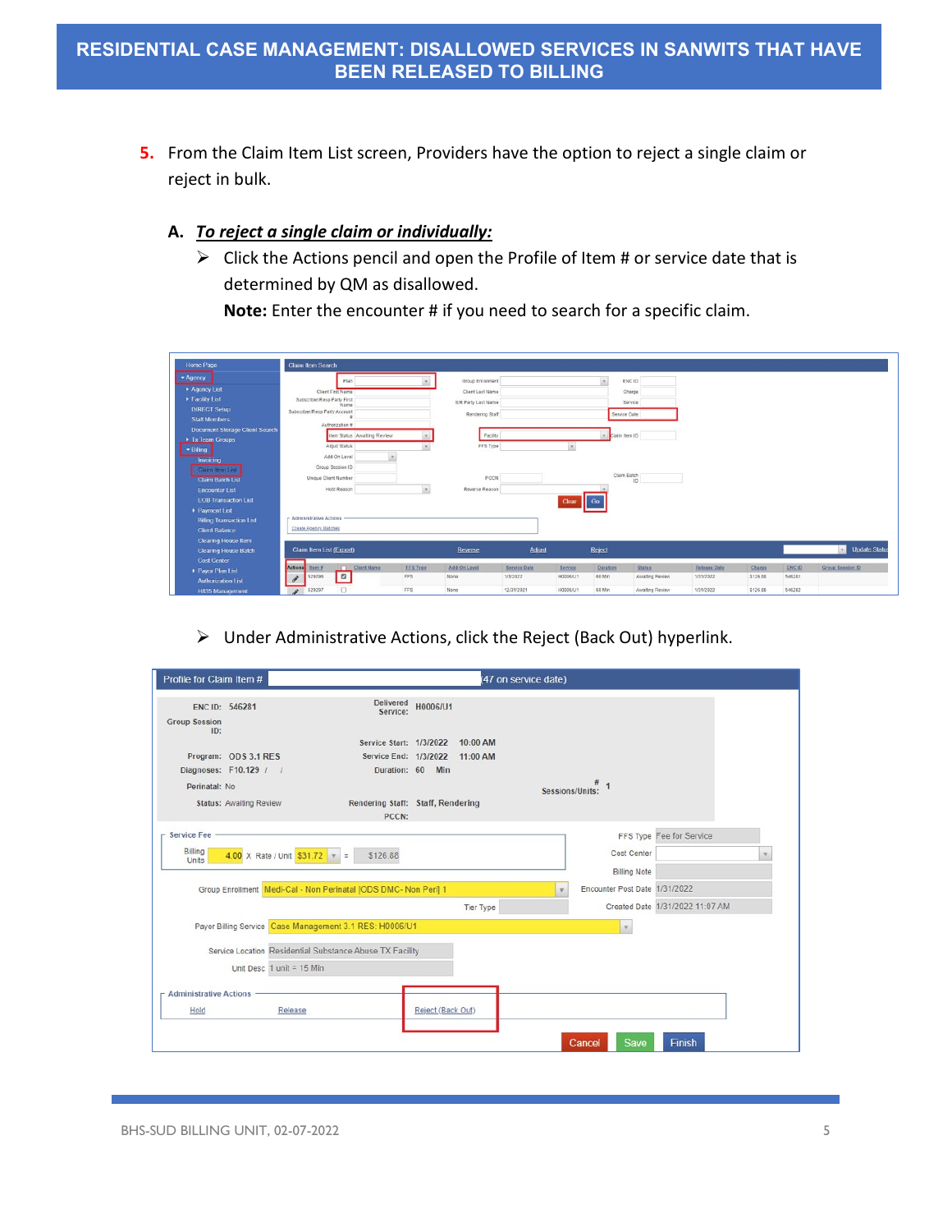# RESIDENTIAL CASE MANAGEMENT: DISALLOWED SERVICES IN SANWITS THAT HAVE BEEN RELEASED TO BILLING

5. From the Claim Item List screen, Providers have the option to reject a single claim or reject in bulk.

   A. ***To reject a single claim or individually:***

      - Click the Actions pencil and open the Profile of Item # or service date that is determined by QM as disallowed.
        **Note:** Enter the encounter # if you need to search for a specific claim.

      - Under Administrative Actions, click the Reject (Back Out) hyperlink.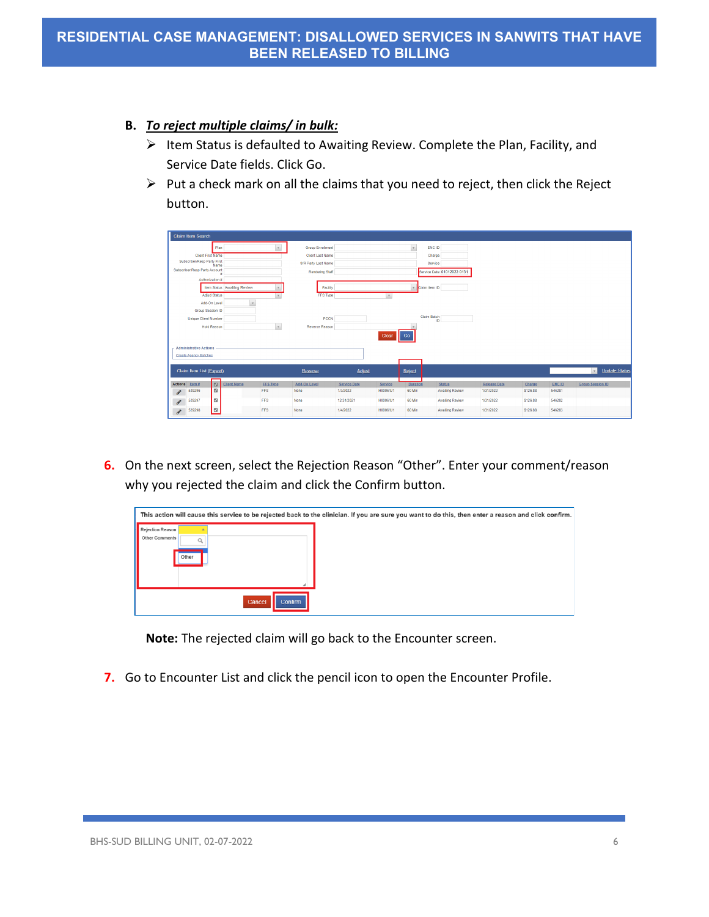**B. *To reject multiple claims/ in bulk:***

- Item Status is defaulted to Awaiting Review. Complete the Plan, Facility, and Service Date fields. Click Go.
- Put a check mark on all the claims that you need to reject, then click the Reject button.

6. On the next screen, select the Rejection Reason "Other". Enter your comment/reason why you rejected the claim and click the Confirm button.

**Note:** The rejected claim will go back to the Encounter screen.

7. Go to Encounter List and click the pencil icon to open the Encounter Profile.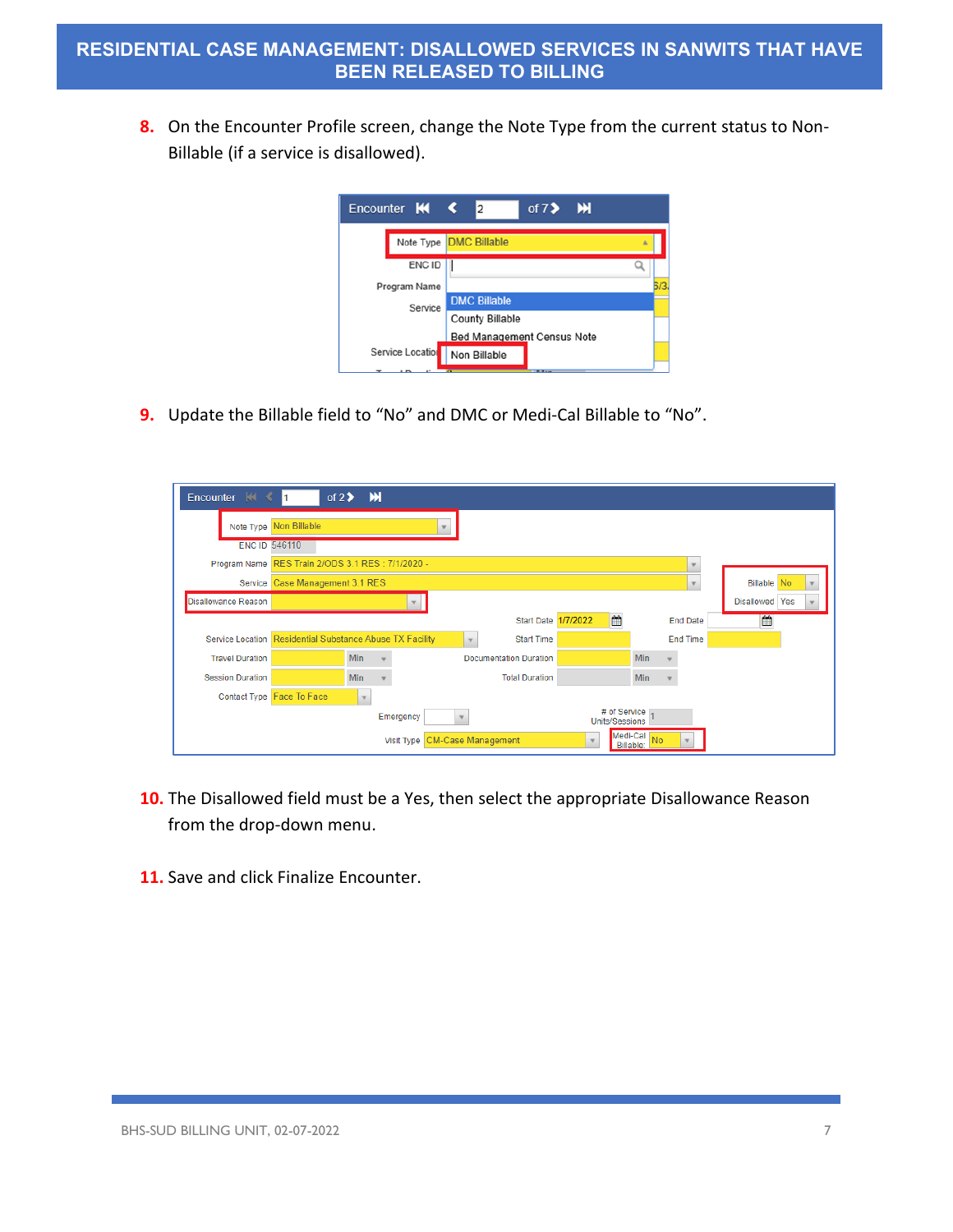# RESIDENTIAL CASE MANAGEMENT: DISALLOWED SERVICES IN SANWITS THAT HAVE BEEN RELEASED TO BILLING

8. On the Encounter Profile screen, change the Note Type from the current status to Non-Billable (if a service is disallowed).

9. Update the Billable field to "No" and DMC or Medi-Cal Billable to "No".

10. The Disallowed field must be a Yes, then select the appropriate Disallowance Reason from the drop-down menu.

11. Save and click Finalize Encounter.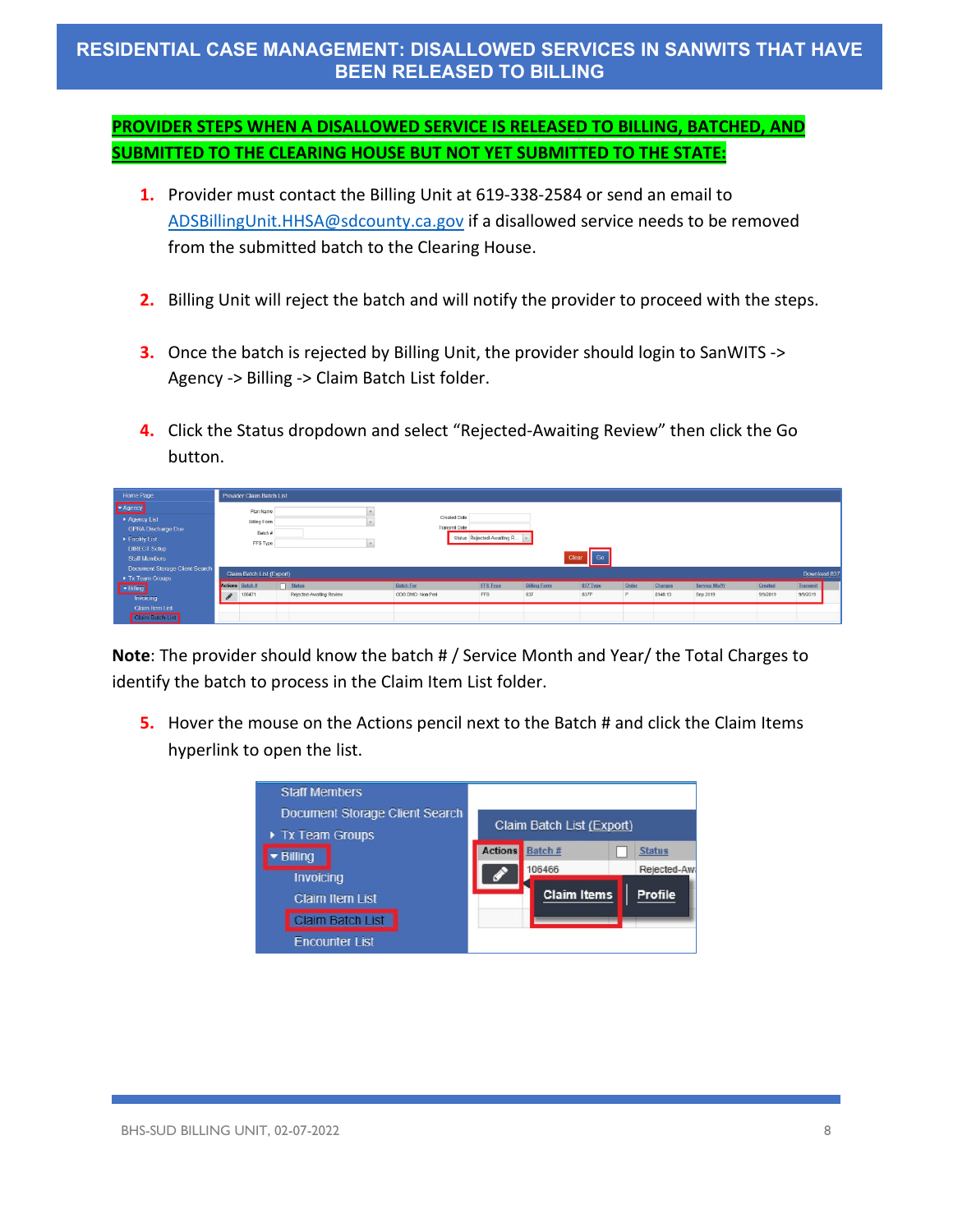# RESIDENTIAL CASE MANAGEMENT: DISALLOWED SERVICES IN SANWITS THAT HAVE BEEN RELEASED TO BILLING

**PROVIDER STEPS WHEN A DISALLOWED SERVICE IS RELEASED TO BILLING, BATCHED, AND SUBMITTED TO THE CLEARING HOUSE BUT NOT YET SUBMITTED TO THE STATE:**

1. Provider must contact the Billing Unit at 619-338-2584 or send an email to ADSBillingUnit.HHSA@sdcounty.ca.gov if a disallowed service needs to be removed from the submitted batch to the Clearing House.

2. Billing Unit will reject the batch and will notify the provider to proceed with the steps.

3. Once the batch is rejected by Billing Unit, the provider should login to SanWITS -> Agency -> Billing -> Claim Batch List folder.

4. Click the Status dropdown and select "Rejected-Awaiting Review" then click the Go button.

**Note**: The provider should know the batch # / Service Month and Year/ the Total Charges to identify the batch to process in the Claim Item List folder.

5. Hover the mouse on the Actions pencil next to the Batch # and click the Claim Items hyperlink to open the list.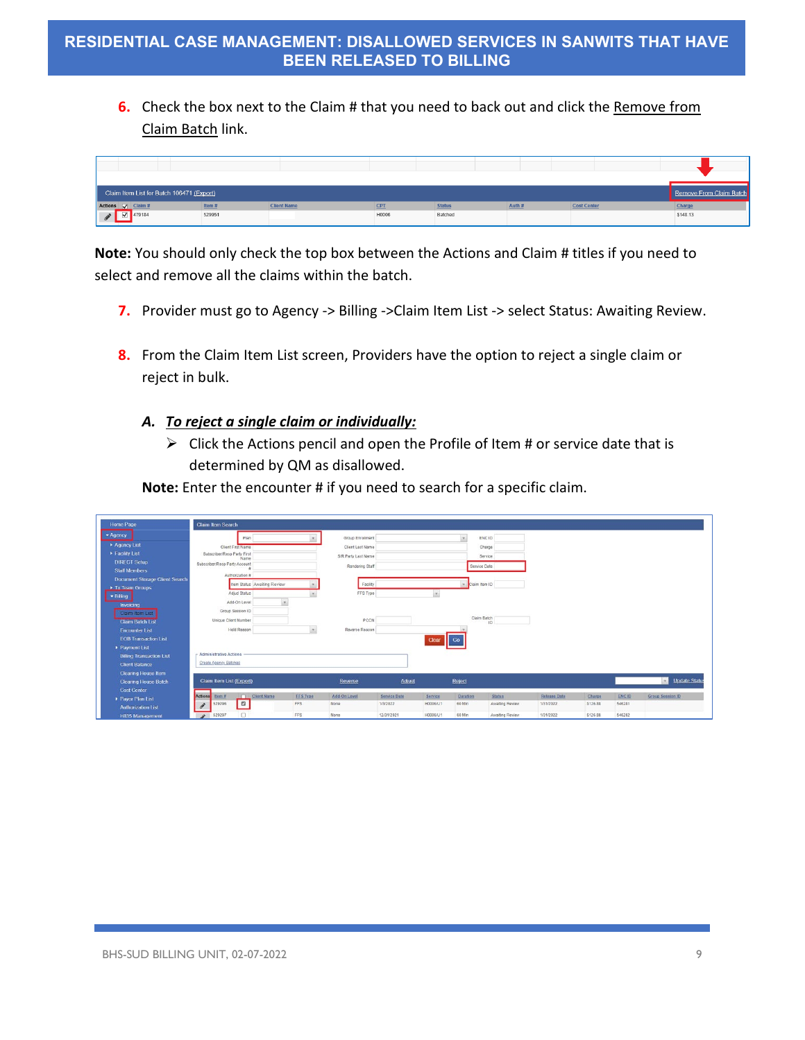6. Check the box next to the Claim # that you need to back out and click the Remove from Claim Batch link.

**Note:** You should only check the top box between the Actions and Claim # titles if you need to select and remove all the claims within the batch.

7. Provider must go to Agency -> Billing ->Claim Item List -> select Status: Awaiting Review.

8. From the Claim Item List screen, Providers have the option to reject a single claim or reject in bulk.

   **A. *To reject a single claim or individually:***

   - Click the Actions pencil and open the Profile of Item # or service date that is determined by QM as disallowed.

   **Note:** Enter the encounter # if you need to search for a specific claim.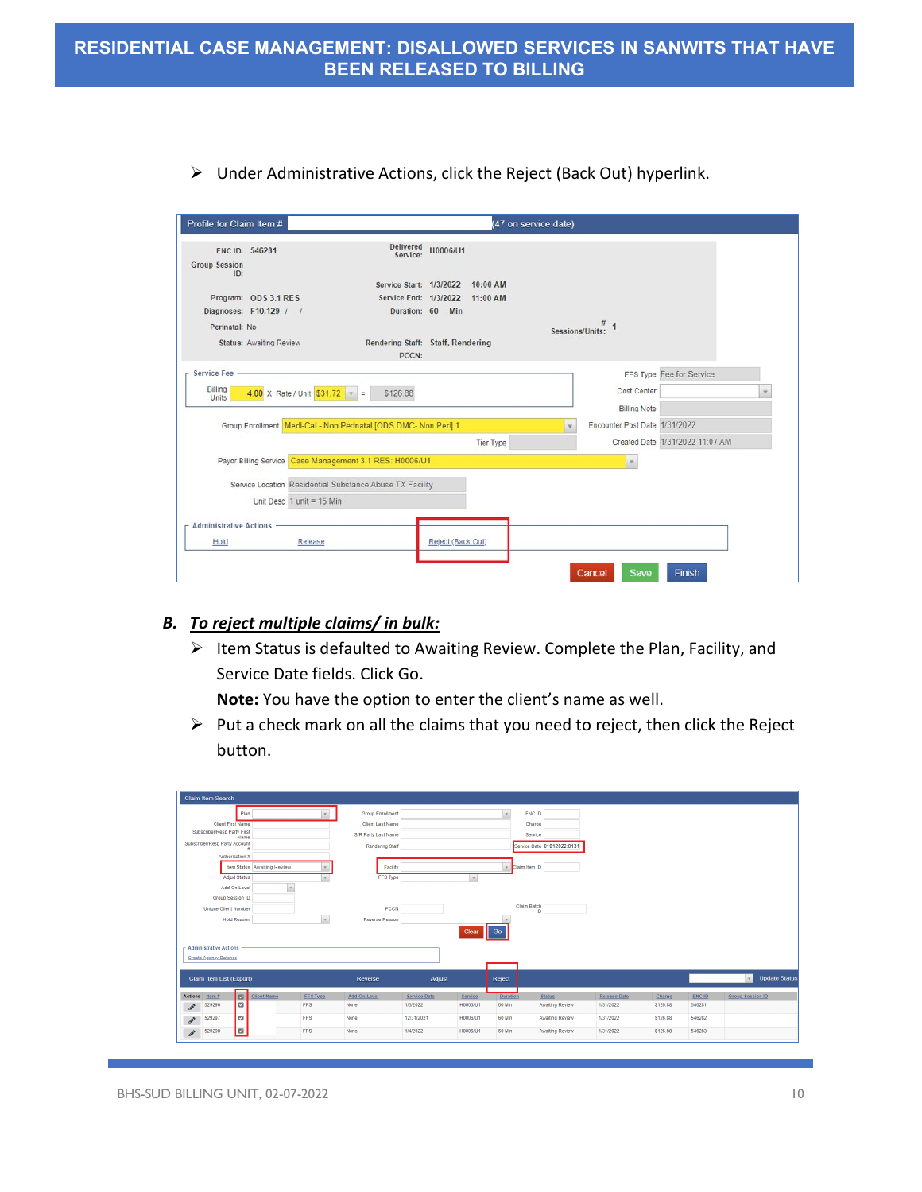➢ Under Administrative Actions, click the Reject (Back Out) hyperlink.

### B. ***To reject multiple claims/ in bulk:***

➢ Item Status is defaulted to Awaiting Review. Complete the Plan, Facility, and Service Date fields. Click Go.

**Note:** You have the option to enter the client's name as well.

➢ Put a check mark on all the claims that you need to reject, then click the Reject button.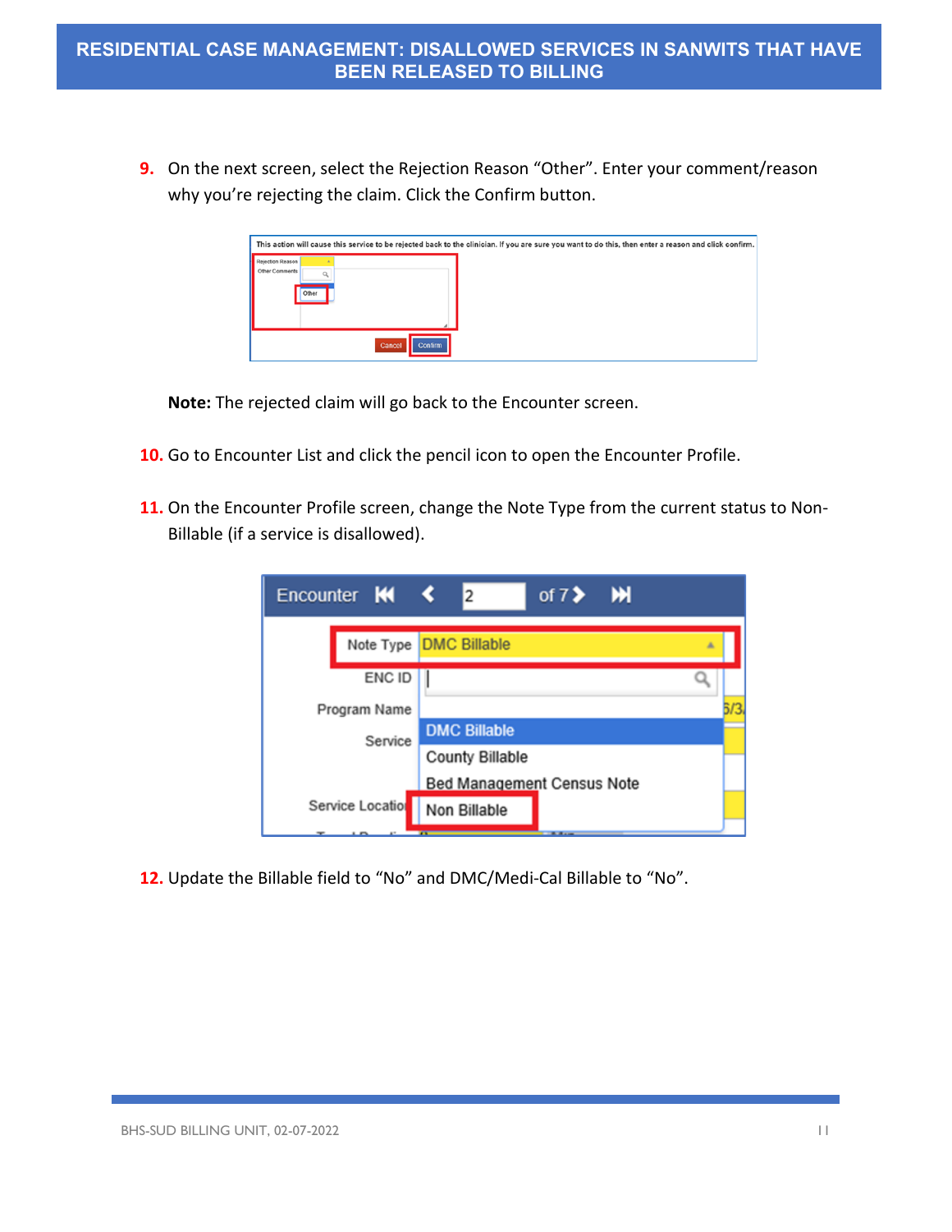9. On the next screen, select the Rejection Reason "Other". Enter your comment/reason why you're rejecting the claim. Click the Confirm button.

**Note:** The rejected claim will go back to the Encounter screen.

10. Go to Encounter List and click the pencil icon to open the Encounter Profile.

11. On the Encounter Profile screen, change the Note Type from the current status to Non-Billable (if a service is disallowed).

12. Update the Billable field to "No" and DMC/Medi-Cal Billable to "No".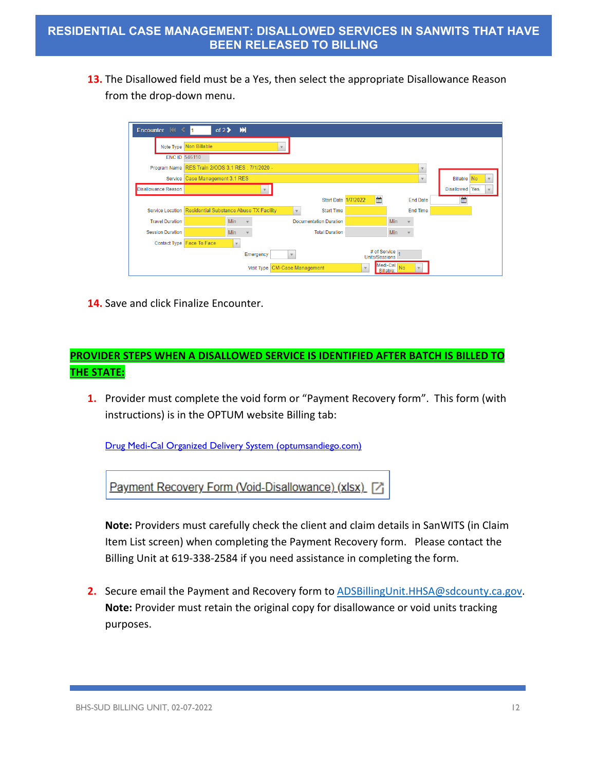# RESIDENTIAL CASE MANAGEMENT: DISALLOWED SERVICES IN SANWITS THAT HAVE BEEN RELEASED TO BILLING

13. The Disallowed field must be a Yes, then select the appropriate Disallowance Reason from the drop-down menu.

14. Save and click Finalize Encounter.

## PROVIDER STEPS WHEN A DISALLOWED SERVICE IS IDENTIFIED AFTER BATCH IS BILLED TO THE STATE:

1. Provider must complete the void form or "Payment Recovery form". This form (with instructions) is in the OPTUM website Billing tab:

   [Drug Medi-Cal Organized Delivery System (optumsandiego.com)]()

   Payment Recovery Form (Void-Disallowance) (xlsx)

   **Note:** Providers must carefully check the client and claim details in SanWITS (in Claim Item List screen) when completing the Payment Recovery form. Please contact the Billing Unit at 619-338-2584 if you need assistance in completing the form.

2. Secure email the Payment and Recovery form to ADSBillingUnit.HHSA@sdcounty.ca.gov.
   **Note:** Provider must retain the original copy for disallowance or void units tracking purposes.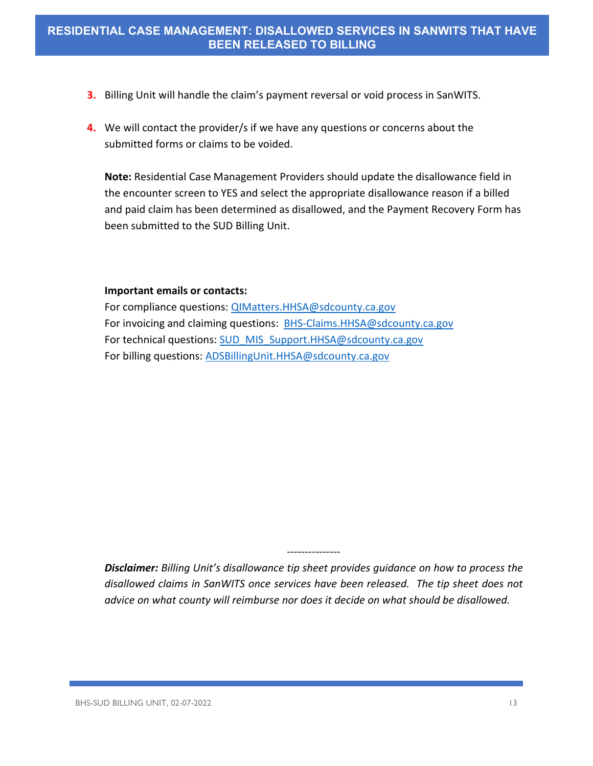# RESIDENTIAL CASE MANAGEMENT: DISALLOWED SERVICES IN SANWITS THAT HAVE BEEN RELEASED TO BILLING

3. Billing Unit will handle the claim's payment reversal or void process in SanWITS.

4. We will contact the provider/s if we have any questions or concerns about the submitted forms or claims to be voided.

   **Note:** Residential Case Management Providers should update the disallowance field in the encounter screen to YES and select the appropriate disallowance reason if a billed and paid claim has been determined as disallowed, and the Payment Recovery Form has been submitted to the SUD Billing Unit.

**Important emails or contacts:**

For compliance questions: QIMatters.HHSA@sdcounty.ca.gov
For invoicing and claiming questions: BHS-Claims.HHSA@sdcounty.ca.gov
For technical questions: SUD_MIS_Support.HHSA@sdcounty.ca.gov
For billing questions: ADSBillingUnit.HHSA@sdcounty.ca.gov

---------------

***Disclaimer:*** *Billing Unit's disallowance tip sheet provides guidance on how to process the disallowed claims in SanWITS once services have been released. The tip sheet does not advice on what county will reimburse nor does it decide on what should be disallowed.*